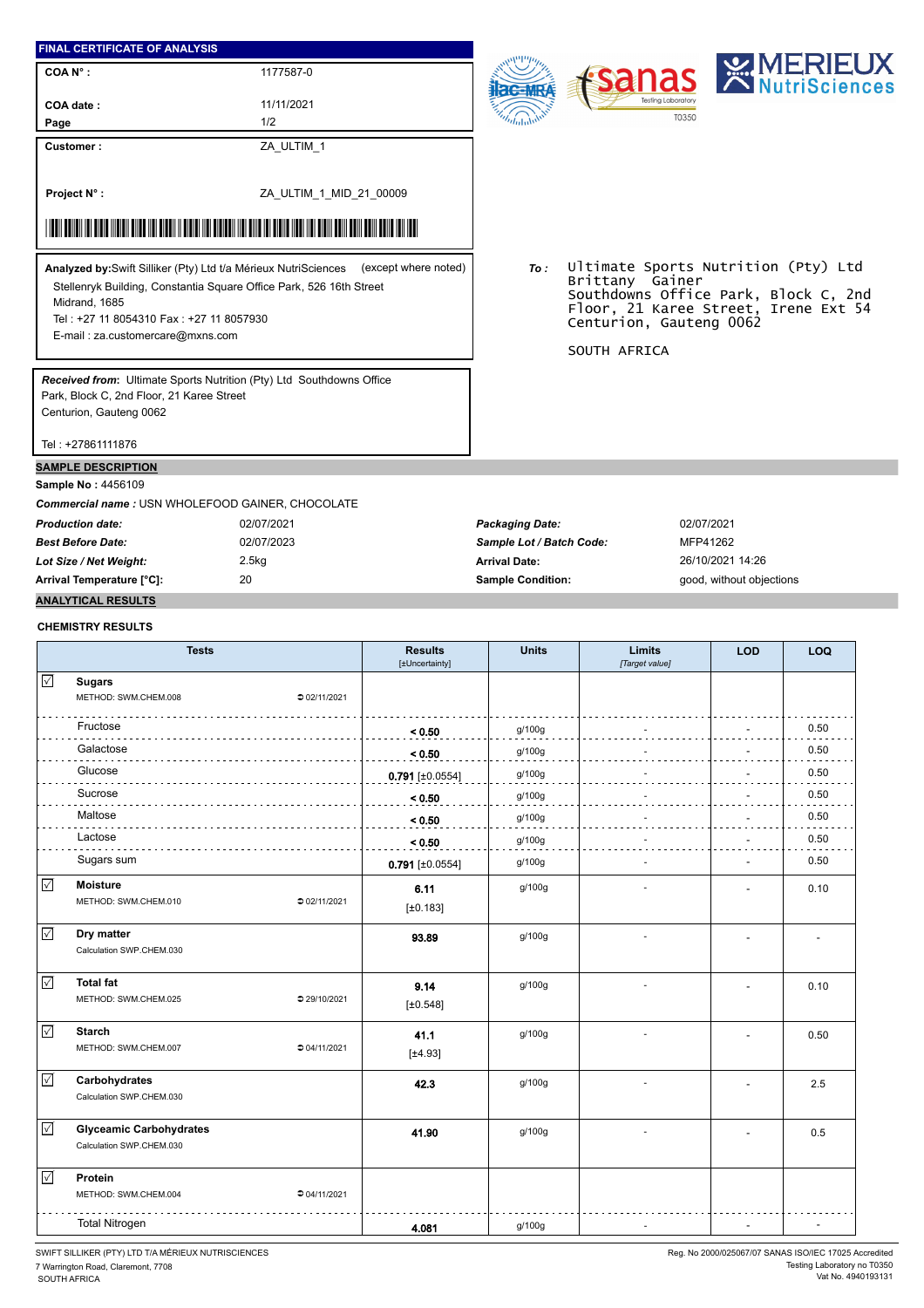## FINAL CERTIFICATE OF ANALYSIS

| | |
|---|---|
| **COA N° :** | 1177587-0 |
| **COA date :** | 11/11/2021 |
| **Page** | 1/2 |
| **Customer :** | ZA_ULTIM_1 |
| **Project N° :** | ZA_ULTIM_1_MID_21_00009 |

**Analyzed by:** Swift Silliker (Pty) Ltd t/a Mérieux NutriSciences (except where noted)
Stellenryk Building, Constantia Square Office Park, 526 16th Street
Midrand, 1685
Tel : +27 11 8054310 Fax : +27 11 8057930
E-mail : za.customercare@mxns.com

***Received from***: Ultimate Sports Nutrition (Pty) Ltd Southdowns Office Park, Block C, 2nd Floor, 21 Karee Street
Centurion, Gauteng 0062

Tel : +27861111876

**To :** Ultimate Sports Nutrition (Pty) Ltd
Brittany Gainer
Southdowns Office Park, Block C, 2nd Floor, 21 Karee Street, Irene Ext 54
Centurion, Gauteng 0062

SOUTH AFRICA

## SAMPLE DESCRIPTION

**Sample No :** 4456109

***Commercial name :*** USN WHOLEFOOD GAINER, CHOCOLATE

| | | | |
|---|---|---|---|
| ***Production date:*** | 02/07/2021 | ***Packaging Date:*** | 02/07/2021 |
| ***Best Before Date:*** | 02/07/2023 | ***Sample Lot / Batch Code:*** | MFP41262 |
| ***Lot Size / Net Weight:*** | 2.5kg | **Arrival Date:** | 26/10/2021 14:26 |
| **Arrival Temperature [°C]:** | 20 | **Sample Condition:** | good, without objections |

## ANALYTICAL RESULTS

### CHEMISTRY RESULTS

| Tests | Results [±Uncertainty] | Units | Limits [Target value] | LOD | LOQ |
|---|---|---|---|---|---|
| ☑ **Sugars** METHOD: SWM.CHEM.008 ⊃ 02/11/2021 | | | | | |
| Fructose | **< 0.50** | g/100g | - | - | 0.50 |
| Galactose | **< 0.50** | g/100g | - | - | 0.50 |
| Glucose | **0.791** [±0.0554] | g/100g | - | - | 0.50 |
| Sucrose | **< 0.50** | g/100g | - | - | 0.50 |
| Maltose | **< 0.50** | g/100g | - | - | 0.50 |
| Lactose | **< 0.50** | g/100g | - | - | 0.50 |
| Sugars sum | **0.791** [±0.0554] | g/100g | - | - | 0.50 |
| ☑ **Moisture** METHOD: SWM.CHEM.010 ⊃ 02/11/2021 | **6.11** [±0.183] | g/100g | - | - | 0.10 |
| ☑ **Dry matter** Calculation SWP.CHEM.030 | **93.89** | g/100g | - | - | - |
| ☑ **Total fat** METHOD: SWM.CHEM.025 ⊃ 29/10/2021 | **9.14** [±0.548] | g/100g | - | - | 0.10 |
| ☑ **Starch** METHOD: SWM.CHEM.007 ⊃ 04/11/2021 | **41.1** [±4.93] | g/100g | - | - | 0.50 |
| ☑ **Carbohydrates** Calculation SWP.CHEM.030 | **42.3** | g/100g | - | - | 2.5 |
| ☑ **Glyceamic Carbohydrates** Calculation SWP.CHEM.030 | **41.90** | g/100g | - | - | 0.5 |
| ☑ **Protein** METHOD: SWM.CHEM.004 ⊃ 04/11/2021 | | | | | |
| Total Nitrogen | **4.081** | g/100g | - | - | - |

SWIFT SILLIKER (PTY) LTD T/A MÉRIEUX NUTRISCIENCES
7 Warrington Road, Claremont, 7708
SOUTH AFRICA

Reg. No 2000/025067/07 SANAS ISO/IEC 17025 Accredited
Testing Laboratory no T0350
Vat No. 4940193131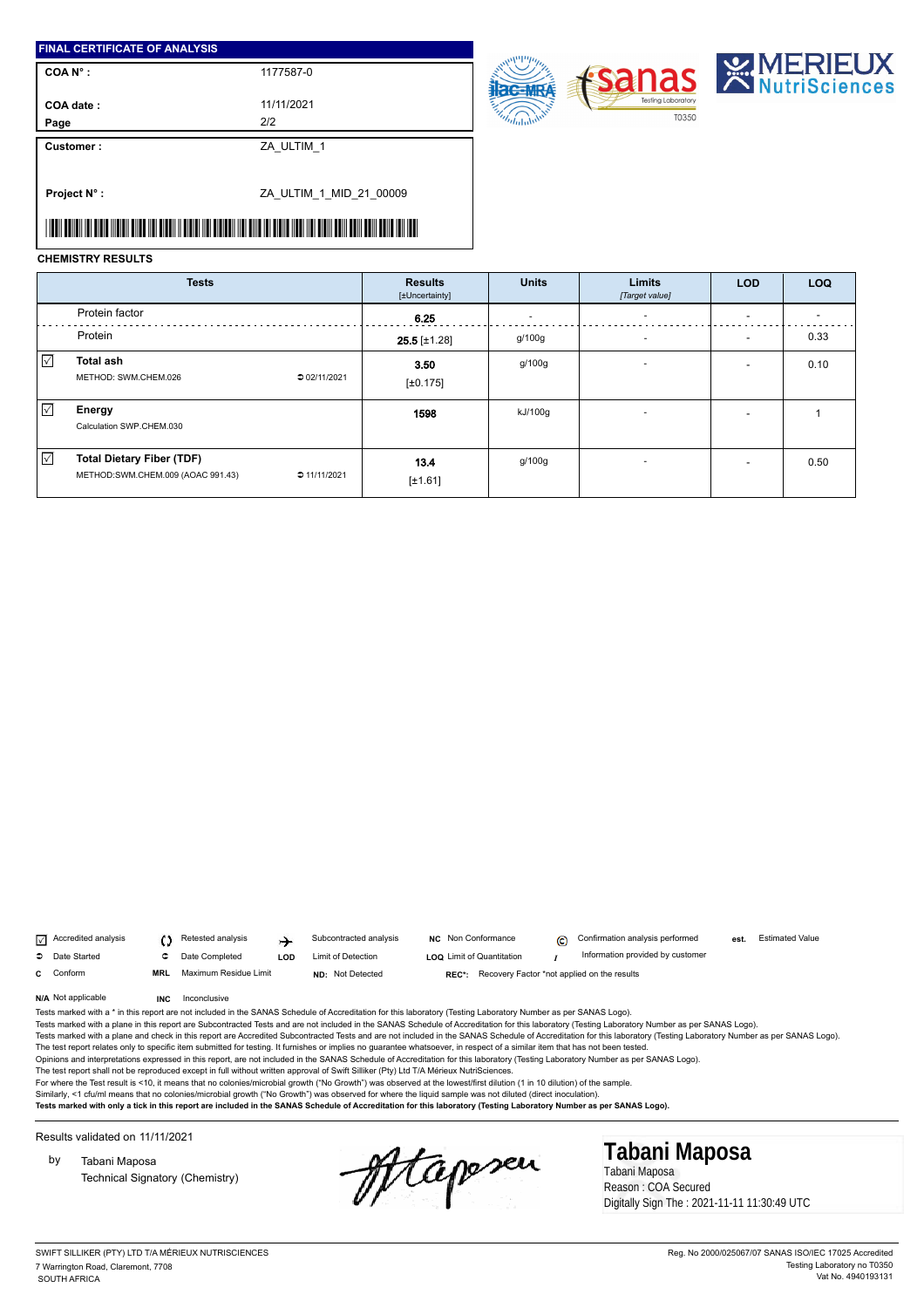## FINAL CERTIFICATE OF ANALYSIS

| | |
|---|---|
| **COA N° :** | 1177587-0 |
| **COA date :** | 11/11/2021 |
| **Page** | 2/2 |
| **Customer :** | ZA_ULTIM_1 |
| **Project N° :** | ZA_ULTIM_1_MID_21_00009 |

**CHEMISTRY RESULTS**

| Tests | Results [±Uncertainty] | Units | Limits *[Target value]* | LOD | LOQ |
|---|---|---|---|---|---|
| Protein factor | **6.25** | - | - | - | - |
| Protein | **25.5** [±1.28] | g/100g | - | - | 0.33 |
| ☑ **Total ash** METHOD: SWM.CHEM.026 ➲ 02/11/2021 | **3.50** [±0.175] | g/100g | - | - | 0.10 |
| ☑ **Energy** Calculation SWP.CHEM.030 | **1598** | kJ/100g | - | - | 1 |
| ☑ **Total Dietary Fiber (TDF)** METHOD:SWM.CHEM.009 (AOAC 991.43) ➲ 11/11/2021 | **13.4** [±1.61] | g/100g | - | - | 0.50 |

☑ Accredited analysis; ( ) Retested analysis; ✈ Subcontracted analysis; **NC** Non Conformance; Ⓒ Confirmation analysis performed; **est.** Estimated Value; ➲ Date Started; ➲ Date Completed; **LOD** Limit of Detection; **LOQ** Limit of Quantitation; **/** Information provided by customer; **C** Conform; **MRL** Maximum Residue Limit; **ND:** Not Detected; **REC*:** Recovery Factor *not applied on the results; **N/A** Not applicable; **INC** Inconclusive

Tests marked with a * in this report are not included in the SANAS Schedule of Accreditation for this laboratory (Testing Laboratory Number as per SANAS Logo).
Tests marked with a plane in this report are Subcontracted Tests and are not included in the SANAS Schedule of Accreditation for this laboratory (Testing Laboratory Number as per SANAS Logo).
Tests marked with a plane and check in this report are Accredited Subcontracted Tests and are not included in the SANAS Schedule of Accreditation for this laboratory (Testing Laboratory Number as per SANAS Logo).
The test report relates only to specific item submitted for testing. It furnishes or implies no guarantee whatsoever, in respect of a similar item that has not been tested.
Opinions and interpretations expressed in this report, are not included in the SANAS Schedule of Accreditation for this laboratory (Testing Laboratory Number as per SANAS Logo).
The test report shall not be reproduced except in full without written approval of Swift Silliker (Pty) Ltd T/A Mérieux NutriSciences.
For where the Test result is <10, it means that no colonies/microbial growth ("No Growth") was observed at the lowest/first dilution (1 in 10 dilution) of the sample.
Similarly, <1 cfu/ml means that no colonies/microbial growth ("No Growth") was observed for where the liquid sample was not diluted (direct inoculation).
**Tests marked with only a tick in this report are included in the SANAS Schedule of Accreditation for this laboratory (Testing Laboratory Number as per SANAS Logo).**

Results validated on 11/11/2021

by Tabani Maposa
Technical Signatory (Chemistry)

**Tabani Maposa**
Tabani Maposa
Reason : COA Secured
Digitally Sign The : 2021-11-11 11:30:49 UTC

SWIFT SILLIKER (PTY) LTD T/A MÉRIEUX NUTRISCIENCES
7 Warrington Road, Claremont, 7708
SOUTH AFRICA

Reg. No 2000/025067/07 SANAS ISO/IEC 17025 Accredited
Testing Laboratory no T0350
Vat No. 4940193131